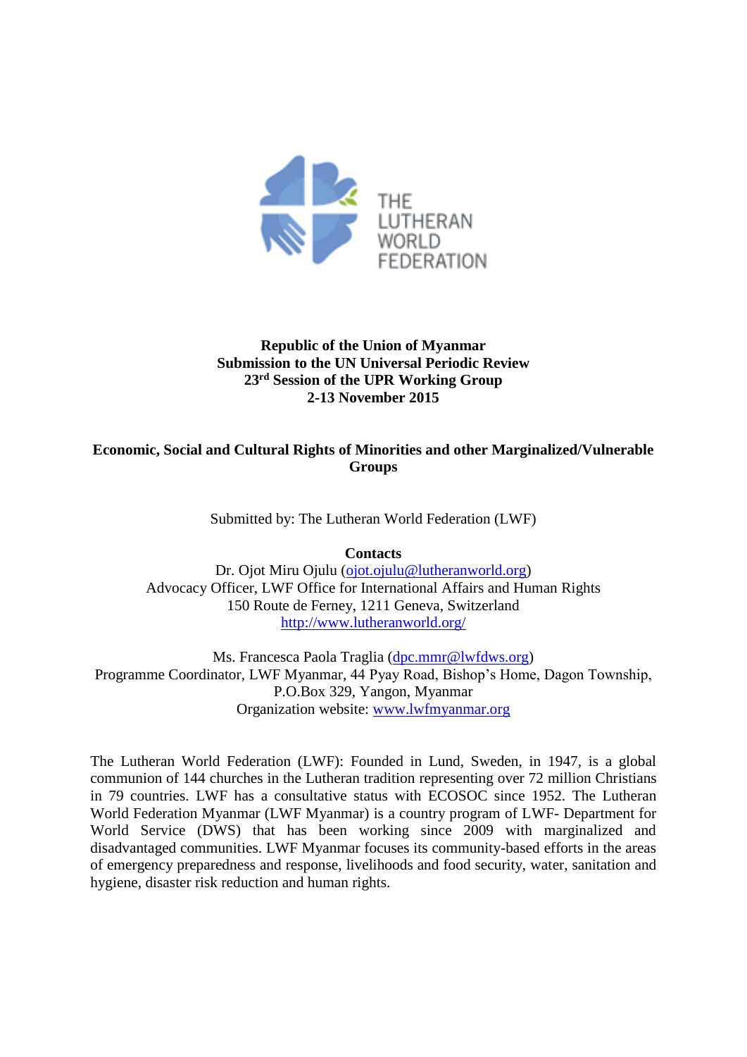**Republic of the Union of Myanmar**
**Submission to the UN Universal Periodic Review**
**23rd Session of the UPR Working Group**
**2-13 November 2015**

**Economic, Social and Cultural Rights of Minorities and other Marginalized/Vulnerable Groups**

Submitted by: The Lutheran World Federation (LWF)

**Contacts**

Dr. Ojot Miru Ojulu (ojot.ojulu@lutheranworld.org)
Advocacy Officer, LWF Office for International Affairs and Human Rights
150 Route de Ferney, 1211 Geneva, Switzerland
http://www.lutheranworld.org/

Ms. Francesca Paola Traglia (dpc.mmr@lwfdws.org)
Programme Coordinator, LWF Myanmar, 44 Pyay Road, Bishop's Home, Dagon Township, P.O.Box 329, Yangon, Myanmar
Organization website: www.lwfmyanmar.org

The Lutheran World Federation (LWF): Founded in Lund, Sweden, in 1947, is a global communion of 144 churches in the Lutheran tradition representing over 72 million Christians in 79 countries. LWF has a consultative status with ECOSOC since 1952. The Lutheran World Federation Myanmar (LWF Myanmar) is a country program of LWF- Department for World Service (DWS) that has been working since 2009 with marginalized and disadvantaged communities. LWF Myanmar focuses its community-based efforts in the areas of emergency preparedness and response, livelihoods and food security, water, sanitation and hygiene, disaster risk reduction and human rights.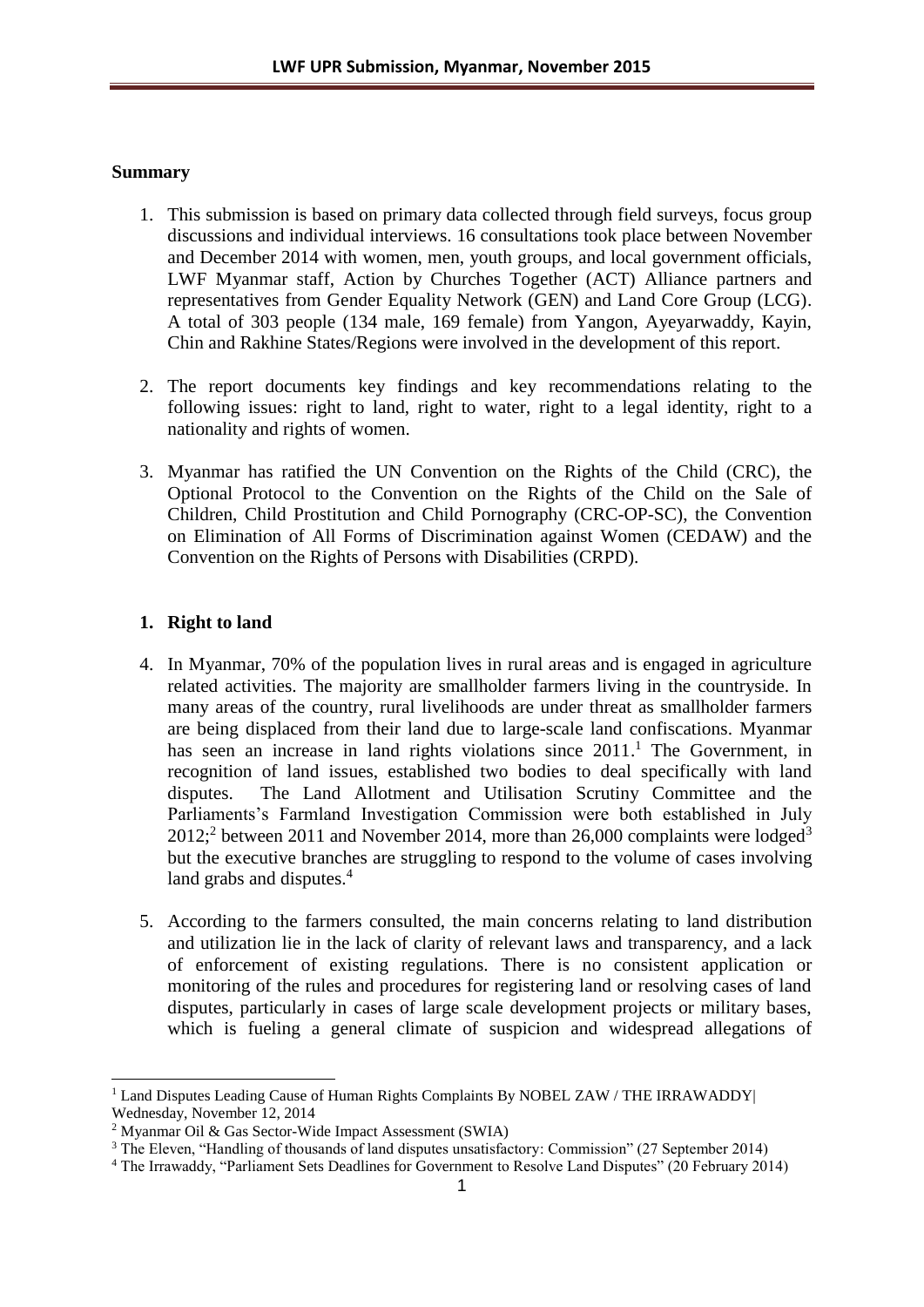## Summary

1. This submission is based on primary data collected through field surveys, focus group discussions and individual interviews. 16 consultations took place between November and December 2014 with women, men, youth groups, and local government officials, LWF Myanmar staff, Action by Churches Together (ACT) Alliance partners and representatives from Gender Equality Network (GEN) and Land Core Group (LCG). A total of 303 people (134 male, 169 female) from Yangon, Ayeyarwaddy, Kayin, Chin and Rakhine States/Regions were involved in the development of this report.

2. The report documents key findings and key recommendations relating to the following issues: right to land, right to water, right to a legal identity, right to a nationality and rights of women.

3. Myanmar has ratified the UN Convention on the Rights of the Child (CRC), the Optional Protocol to the Convention on the Rights of the Child on the Sale of Children, Child Prostitution and Child Pornography (CRC-OP-SC), the Convention on Elimination of All Forms of Discrimination against Women (CEDAW) and the Convention on the Rights of Persons with Disabilities (CRPD).

## 1. Right to land

4. In Myanmar, 70% of the population lives in rural areas and is engaged in agriculture related activities. The majority are smallholder farmers living in the countryside. In many areas of the country, rural livelihoods are under threat as smallholder farmers are being displaced from their land due to large-scale land confiscations. Myanmar has seen an increase in land rights violations since 2011.[1] The Government, in recognition of land issues, established two bodies to deal specifically with land disputes. The Land Allotment and Utilisation Scrutiny Committee and the Parliaments's Farmland Investigation Commission were both established in July 2012;[2] between 2011 and November 2014, more than 26,000 complaints were lodged[3] but the executive branches are struggling to respond to the volume of cases involving land grabs and disputes.[4]

5. According to the farmers consulted, the main concerns relating to land distribution and utilization lie in the lack of clarity of relevant laws and transparency, and a lack of enforcement of existing regulations. There is no consistent application or monitoring of the rules and procedures for registering land or resolving cases of land disputes, particularly in cases of large scale development projects or military bases, which is fueling a general climate of suspicion and widespread allegations of

---

[1] Land Disputes Leading Cause of Human Rights Complaints By NOBEL ZAW / THE IRRAWADDY| Wednesday, November 12, 2014

[2] Myanmar Oil & Gas Sector-Wide Impact Assessment (SWIA)

[3] The Eleven, "Handling of thousands of land disputes unsatisfactory: Commission" (27 September 2014)

[4] The Irrawaddy, "Parliament Sets Deadlines for Government to Resolve Land Disputes" (20 February 2014)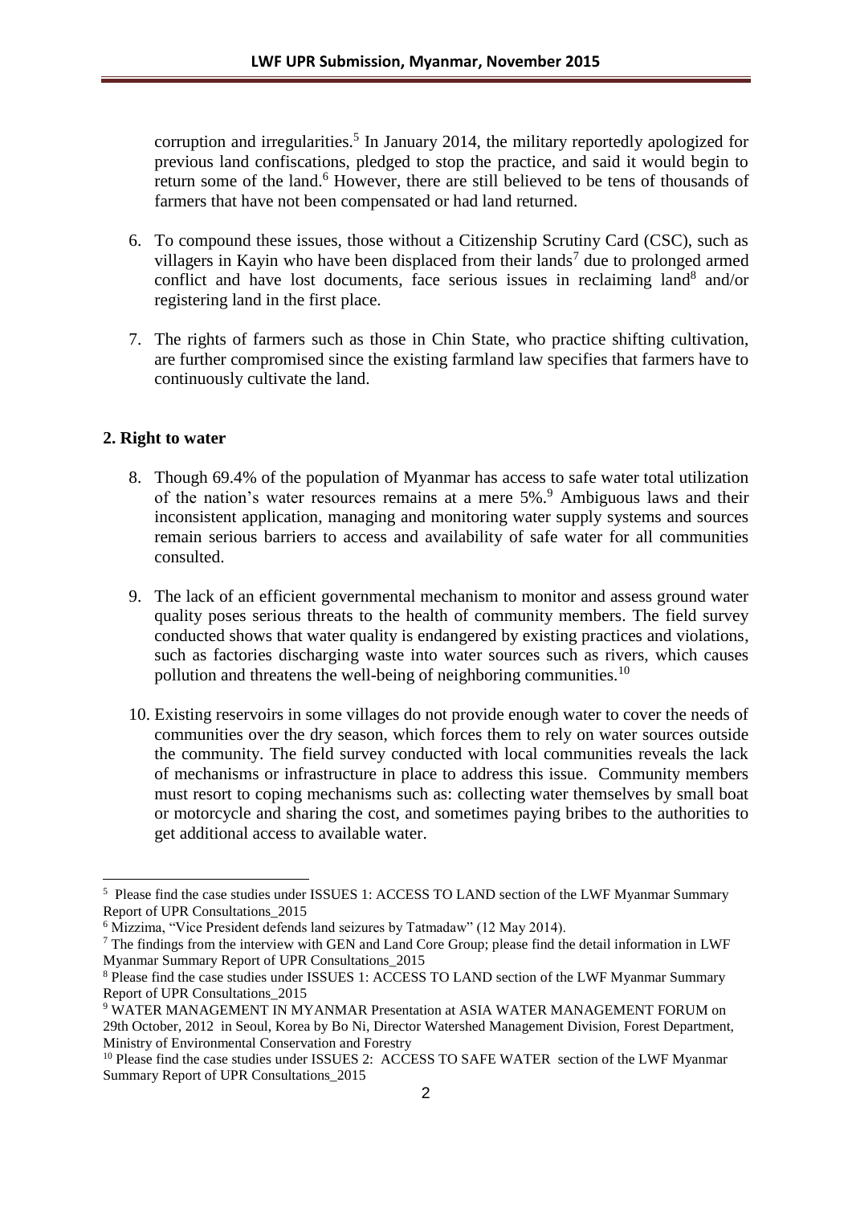corruption and irregularities.[5] In January 2014, the military reportedly apologized for previous land confiscations, pledged to stop the practice, and said it would begin to return some of the land.[6] However, there are still believed to be tens of thousands of farmers that have not been compensated or had land returned.

6. To compound these issues, those without a Citizenship Scrutiny Card (CSC), such as villagers in Kayin who have been displaced from their lands[7] due to prolonged armed conflict and have lost documents, face serious issues in reclaiming land[8] and/or registering land in the first place.

7. The rights of farmers such as those in Chin State, who practice shifting cultivation, are further compromised since the existing farmland law specifies that farmers have to continuously cultivate the land.

## 2. Right to water

8. Though 69.4% of the population of Myanmar has access to safe water total utilization of the nation's water resources remains at a mere 5%.[9] Ambiguous laws and their inconsistent application, managing and monitoring water supply systems and sources remain serious barriers to access and availability of safe water for all communities consulted.

9. The lack of an efficient governmental mechanism to monitor and assess ground water quality poses serious threats to the health of community members. The field survey conducted shows that water quality is endangered by existing practices and violations, such as factories discharging waste into water sources such as rivers, which causes pollution and threatens the well-being of neighboring communities.[10]

10. Existing reservoirs in some villages do not provide enough water to cover the needs of communities over the dry season, which forces them to rely on water sources outside the community. The field survey conducted with local communities reveals the lack of mechanisms or infrastructure in place to address this issue. Community members must resort to coping mechanisms such as: collecting water themselves by small boat or motorcycle and sharing the cost, and sometimes paying bribes to the authorities to get additional access to available water.

---

[5] Please find the case studies under ISSUES 1: ACCESS TO LAND section of the LWF Myanmar Summary Report of UPR Consultations_2015

[6] Mizzima, "Vice President defends land seizures by Tatmadaw" (12 May 2014).

[7] The findings from the interview with GEN and Land Core Group; please find the detail information in LWF Myanmar Summary Report of UPR Consultations_2015

[8] Please find the case studies under ISSUES 1: ACCESS TO LAND section of the LWF Myanmar Summary Report of UPR Consultations_2015

[9] WATER MANAGEMENT IN MYANMAR Presentation at ASIA WATER MANAGEMENT FORUM on 29th October, 2012 in Seoul, Korea by Bo Ni, Director Watershed Management Division, Forest Department, Ministry of Environmental Conservation and Forestry

[10] Please find the case studies under ISSUES 2: ACCESS TO SAFE WATER section of the LWF Myanmar Summary Report of UPR Consultations_2015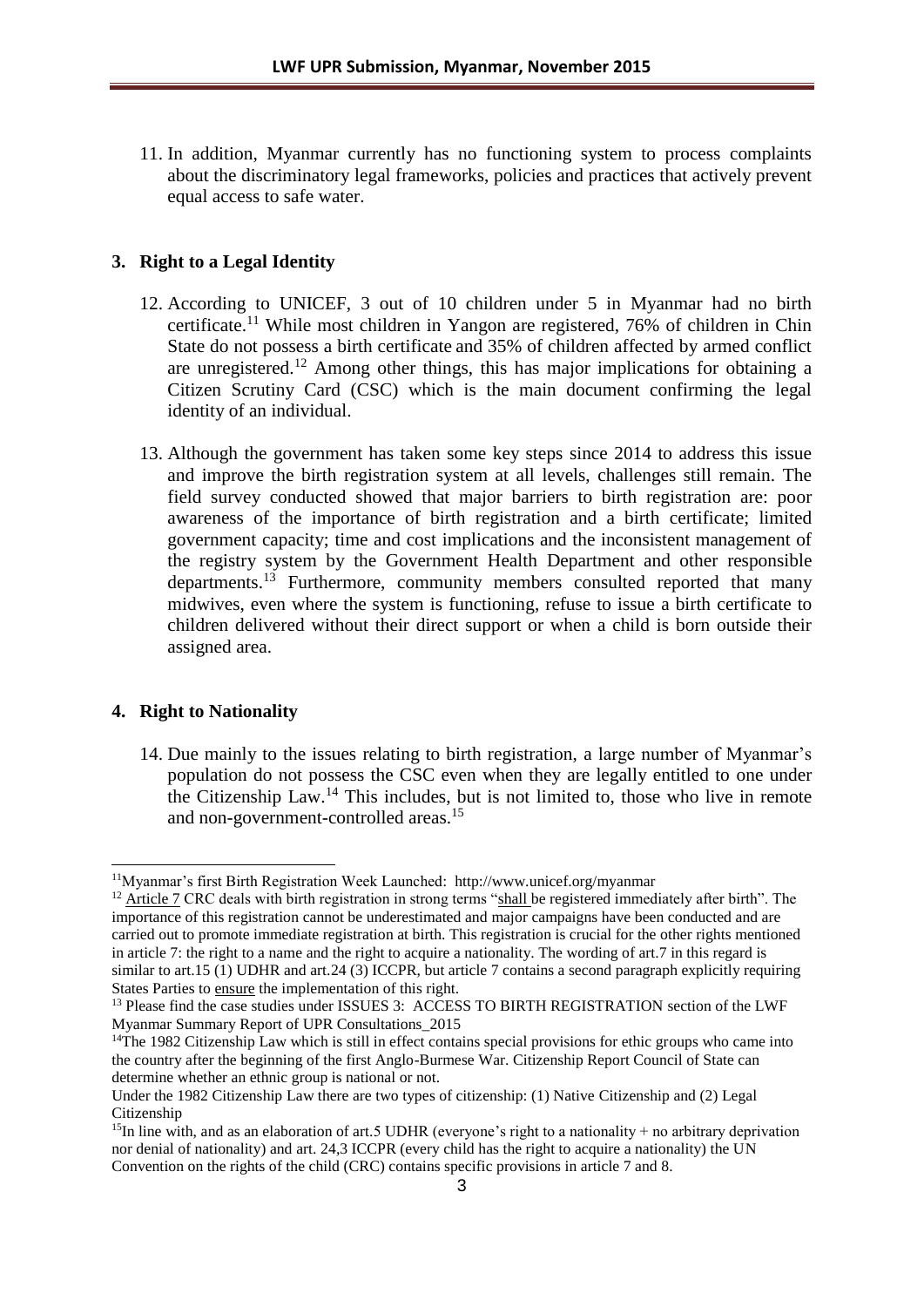11. In addition, Myanmar currently has no functioning system to process complaints about the discriminatory legal frameworks, policies and practices that actively prevent equal access to safe water.

## 3. Right to a Legal Identity

12. According to UNICEF, 3 out of 10 children under 5 in Myanmar had no birth certificate.[11] While most children in Yangon are registered, 76% of children in Chin State do not possess a birth certificate and 35% of children affected by armed conflict are unregistered.[12] Among other things, this has major implications for obtaining a Citizen Scrutiny Card (CSC) which is the main document confirming the legal identity of an individual.

13. Although the government has taken some key steps since 2014 to address this issue and improve the birth registration system at all levels, challenges still remain. The field survey conducted showed that major barriers to birth registration are: poor awareness of the importance of birth registration and a birth certificate; limited government capacity; time and cost implications and the inconsistent management of the registry system by the Government Health Department and other responsible departments.[13] Furthermore, community members consulted reported that many midwives, even where the system is functioning, refuse to issue a birth certificate to children delivered without their direct support or when a child is born outside their assigned area.

## 4. Right to Nationality

14. Due mainly to the issues relating to birth registration, a large number of Myanmar's population do not possess the CSC even when they are legally entitled to one under the Citizenship Law.[14] This includes, but is not limited to, those who live in remote and non-government-controlled areas.[15]

---

[11] Myanmar's first Birth Registration Week Launched: http://www.unicef.org/myanmar

[12] Article 7 CRC deals with birth registration in strong terms "shall be registered immediately after birth". The importance of this registration cannot be underestimated and major campaigns have been conducted and are carried out to promote immediate registration at birth. This registration is crucial for the other rights mentioned in article 7: the right to a name and the right to acquire a nationality. The wording of art.7 in this regard is similar to art.15 (1) UDHR and art.24 (3) ICCPR, but article 7 contains a second paragraph explicitly requiring States Parties to ensure the implementation of this right.

[13] Please find the case studies under ISSUES 3: ACCESS TO BIRTH REGISTRATION section of the LWF Myanmar Summary Report of UPR Consultations_2015

[14] The 1982 Citizenship Law which is still in effect contains special provisions for ethic groups who came into the country after the beginning of the first Anglo-Burmese War. Citizenship Report Council of State can determine whether an ethnic group is national or not.
Under the 1982 Citizenship Law there are two types of citizenship: (1) Native Citizenship and (2) Legal Citizenship

[15] In line with, and as an elaboration of art.5 UDHR (everyone's right to a nationality + no arbitrary deprivation nor denial of nationality) and art. 24,3 ICCPR (every child has the right to acquire a nationality) the UN Convention on the rights of the child (CRC) contains specific provisions in article 7 and 8.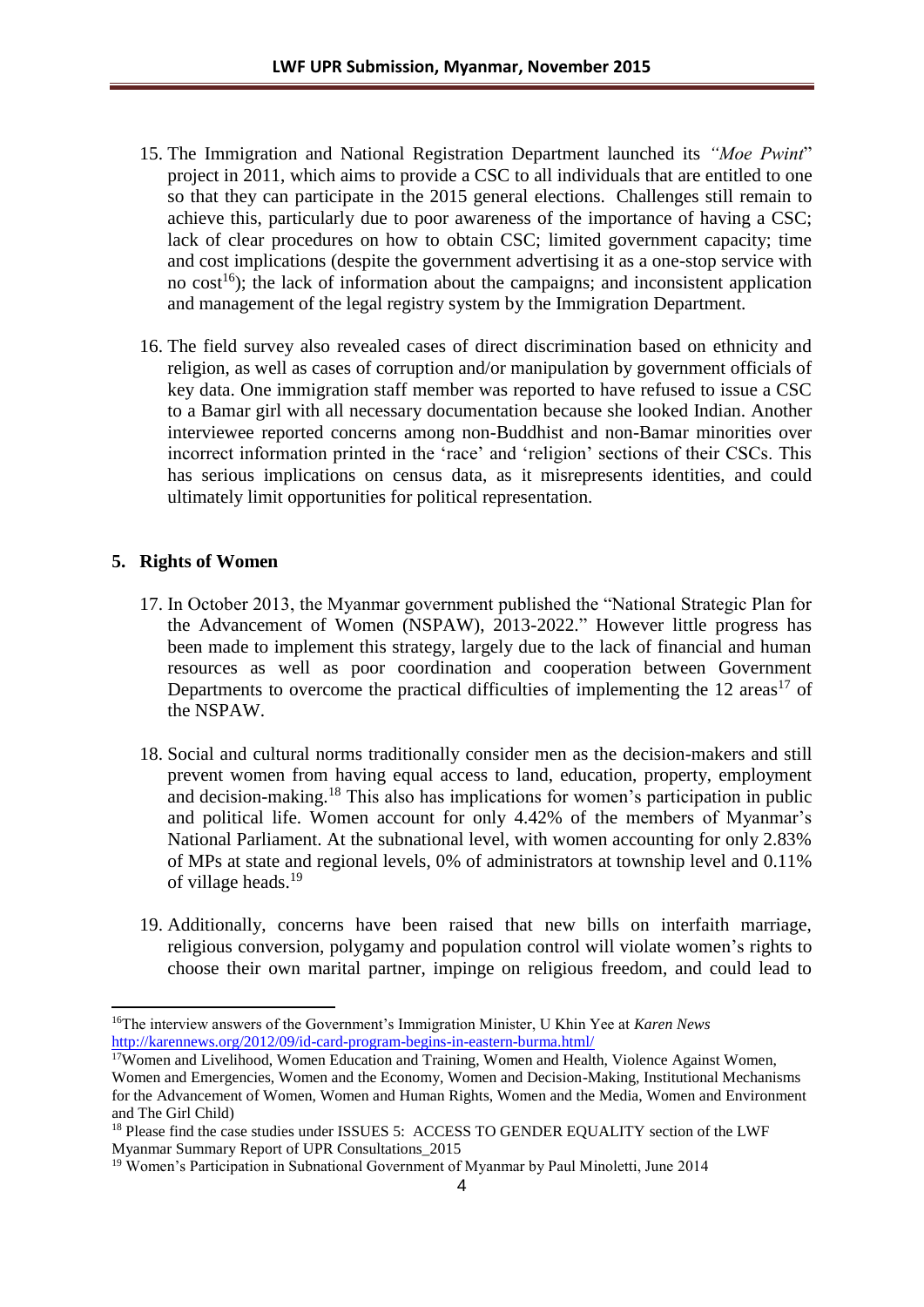15. The Immigration and National Registration Department launched its *"Moe Pwint*" project in 2011, which aims to provide a CSC to all individuals that are entitled to one so that they can participate in the 2015 general elections. Challenges still remain to achieve this, particularly due to poor awareness of the importance of having a CSC; lack of clear procedures on how to obtain CSC; limited government capacity; time and cost implications (despite the government advertising it as a one-stop service with no cost[16]); the lack of information about the campaigns; and inconsistent application and management of the legal registry system by the Immigration Department.

16. The field survey also revealed cases of direct discrimination based on ethnicity and religion, as well as cases of corruption and/or manipulation by government officials of key data. One immigration staff member was reported to have refused to issue a CSC to a Bamar girl with all necessary documentation because she looked Indian. Another interviewee reported concerns among non-Buddhist and non-Bamar minorities over incorrect information printed in the 'race' and 'religion' sections of their CSCs. This has serious implications on census data, as it misrepresents identities, and could ultimately limit opportunities for political representation.

## 5. Rights of Women

17. In October 2013, the Myanmar government published the "National Strategic Plan for the Advancement of Women (NSPAW), 2013-2022." However little progress has been made to implement this strategy, largely due to the lack of financial and human resources as well as poor coordination and cooperation between Government Departments to overcome the practical difficulties of implementing the 12 areas[17] of the NSPAW.

18. Social and cultural norms traditionally consider men as the decision-makers and still prevent women from having equal access to land, education, property, employment and decision-making.[18] This also has implications for women's participation in public and political life. Women account for only 4.42% of the members of Myanmar's National Parliament. At the subnational level, with women accounting for only 2.83% of MPs at state and regional levels, 0% of administrators at township level and 0.11% of village heads.[19]

19. Additionally, concerns have been raised that new bills on interfaith marriage, religious conversion, polygamy and population control will violate women's rights to choose their own marital partner, impinge on religious freedom, and could lead to

---

[16] The interview answers of the Government's Immigration Minister, U Khin Yee at *Karen News* http://karennews.org/2012/09/id-card-program-begins-in-eastern-burma.html/

[17] Women and Livelihood, Women Education and Training, Women and Health, Violence Against Women, Women and Emergencies, Women and the Economy, Women and Decision-Making, Institutional Mechanisms for the Advancement of Women, Women and Human Rights, Women and the Media, Women and Environment and The Girl Child)

[18] Please find the case studies under ISSUES 5: ACCESS TO GENDER EQUALITY section of the LWF Myanmar Summary Report of UPR Consultations_2015

[19] Women's Participation in Subnational Government of Myanmar by Paul Minoletti, June 2014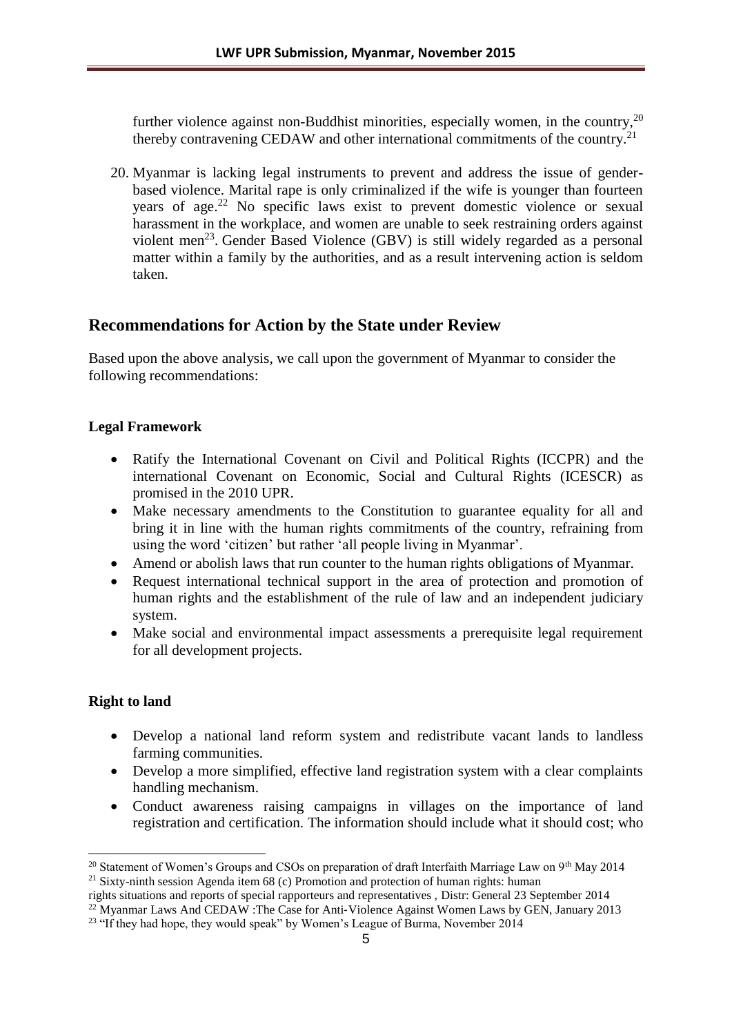further violence against non-Buddhist minorities, especially women, in the country,[20] thereby contravening CEDAW and other international commitments of the country.[21]

20. Myanmar is lacking legal instruments to prevent and address the issue of gender-based violence. Marital rape is only criminalized if the wife is younger than fourteen years of age.[22] No specific laws exist to prevent domestic violence or sexual harassment in the workplace, and women are unable to seek restraining orders against violent men[23]. Gender Based Violence (GBV) is still widely regarded as a personal matter within a family by the authorities, and as a result intervening action is seldom taken.

## Recommendations for Action by the State under Review

Based upon the above analysis, we call upon the government of Myanmar to consider the following recommendations:

**Legal Framework**

- Ratify the International Covenant on Civil and Political Rights (ICCPR) and the international Covenant on Economic, Social and Cultural Rights (ICESCR) as promised in the 2010 UPR.
- Make necessary amendments to the Constitution to guarantee equality for all and bring it in line with the human rights commitments of the country, refraining from using the word 'citizen' but rather 'all people living in Myanmar'.
- Amend or abolish laws that run counter to the human rights obligations of Myanmar.
- Request international technical support in the area of protection and promotion of human rights and the establishment of the rule of law and an independent judiciary system.
- Make social and environmental impact assessments a prerequisite legal requirement for all development projects.

**Right to land**

- Develop a national land reform system and redistribute vacant lands to landless farming communities.
- Develop a more simplified, effective land registration system with a clear complaints handling mechanism.
- Conduct awareness raising campaigns in villages on the importance of land registration and certification. The information should include what it should cost; who

---

[20] Statement of Women's Groups and CSOs on preparation of draft Interfaith Marriage Law on 9th May 2014

[21] Sixty-ninth session Agenda item 68 (c) Promotion and protection of human rights: human rights situations and reports of special rapporteurs and representatives , Distr: General 23 September 2014

[22] Myanmar Laws And CEDAW :The Case for Anti-Violence Against Women Laws by GEN, January 2013

[23] "If they had hope, they would speak" by Women's League of Burma, November 2014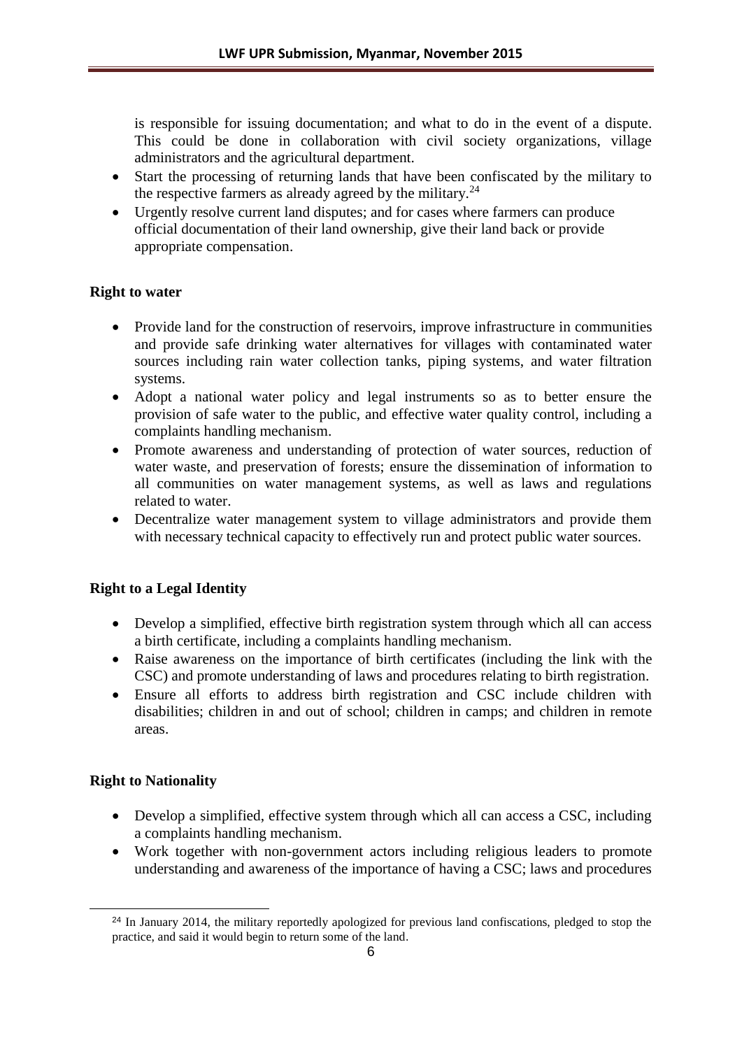is responsible for issuing documentation; and what to do in the event of a dispute. This could be done in collaboration with civil society organizations, village administrators and the agricultural department.

- Start the processing of returning lands that have been confiscated by the military to the respective farmers as already agreed by the military.[24]
- Urgently resolve current land disputes; and for cases where farmers can produce official documentation of their land ownership, give their land back or provide appropriate compensation.

**Right to water**

- Provide land for the construction of reservoirs, improve infrastructure in communities and provide safe drinking water alternatives for villages with contaminated water sources including rain water collection tanks, piping systems, and water filtration systems.
- Adopt a national water policy and legal instruments so as to better ensure the provision of safe water to the public, and effective water quality control, including a complaints handling mechanism.
- Promote awareness and understanding of protection of water sources, reduction of water waste, and preservation of forests; ensure the dissemination of information to all communities on water management systems, as well as laws and regulations related to water.
- Decentralize water management system to village administrators and provide them with necessary technical capacity to effectively run and protect public water sources.

**Right to a Legal Identity**

- Develop a simplified, effective birth registration system through which all can access a birth certificate, including a complaints handling mechanism.
- Raise awareness on the importance of birth certificates (including the link with the CSC) and promote understanding of laws and procedures relating to birth registration.
- Ensure all efforts to address birth registration and CSC include children with disabilities; children in and out of school; children in camps; and children in remote areas.

**Right to Nationality**

- Develop a simplified, effective system through which all can access a CSC, including a complaints handling mechanism.
- Work together with non-government actors including religious leaders to promote understanding and awareness of the importance of having a CSC; laws and procedures

[24] In January 2014, the military reportedly apologized for previous land confiscations, pledged to stop the practice, and said it would begin to return some of the land.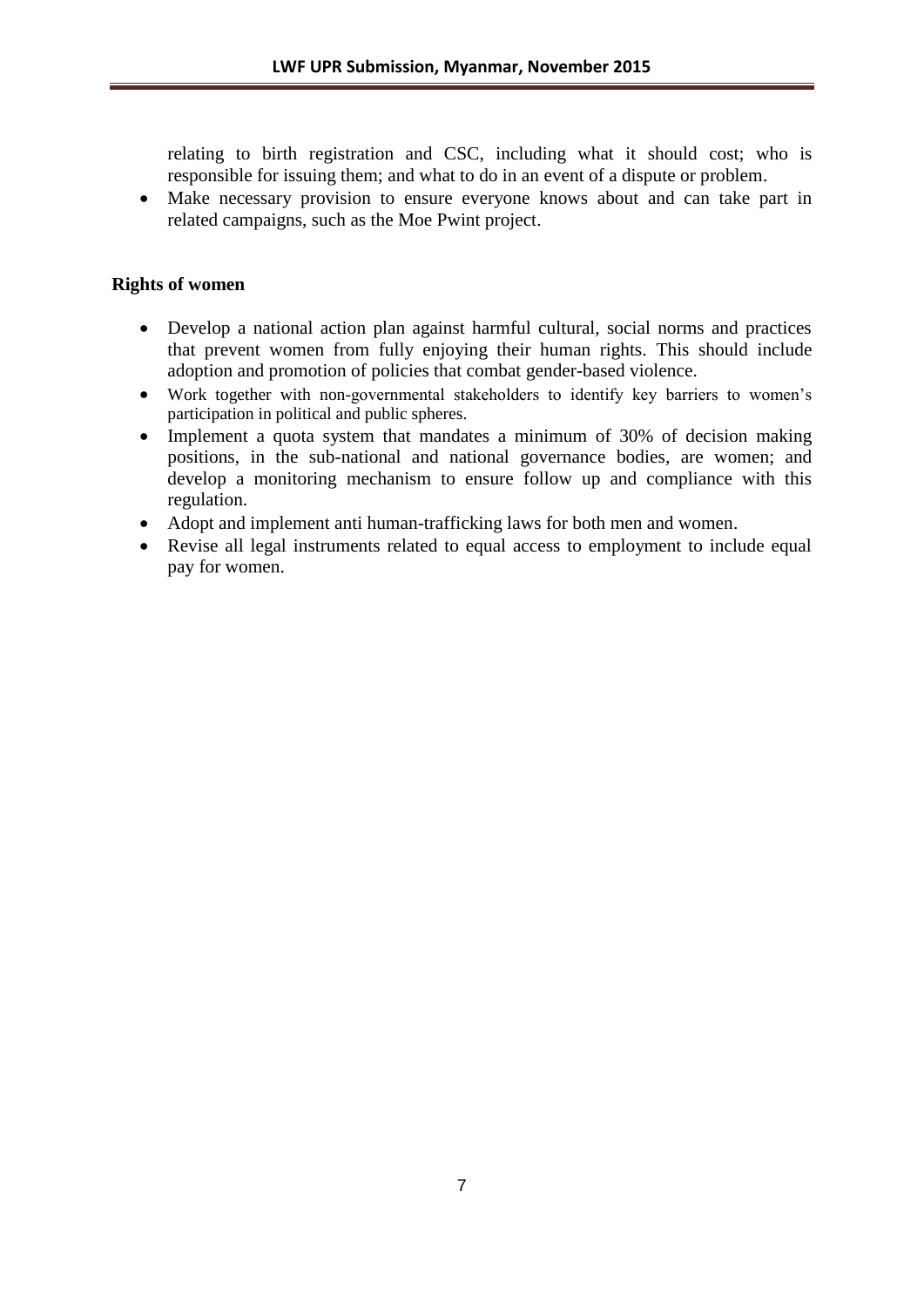relating to birth registration and CSC, including what it should cost; who is responsible for issuing them; and what to do in an event of a dispute or problem.

- Make necessary provision to ensure everyone knows about and can take part in related campaigns, such as the Moe Pwint project.

**Rights of women**

- Develop a national action plan against harmful cultural, social norms and practices that prevent women from fully enjoying their human rights. This should include adoption and promotion of policies that combat gender-based violence.
- Work together with non-governmental stakeholders to identify key barriers to women's participation in political and public spheres.
- Implement a quota system that mandates a minimum of 30% of decision making positions, in the sub-national and national governance bodies, are women; and develop a monitoring mechanism to ensure follow up and compliance with this regulation.
- Adopt and implement anti human-trafficking laws for both men and women.
- Revise all legal instruments related to equal access to employment to include equal pay for women.